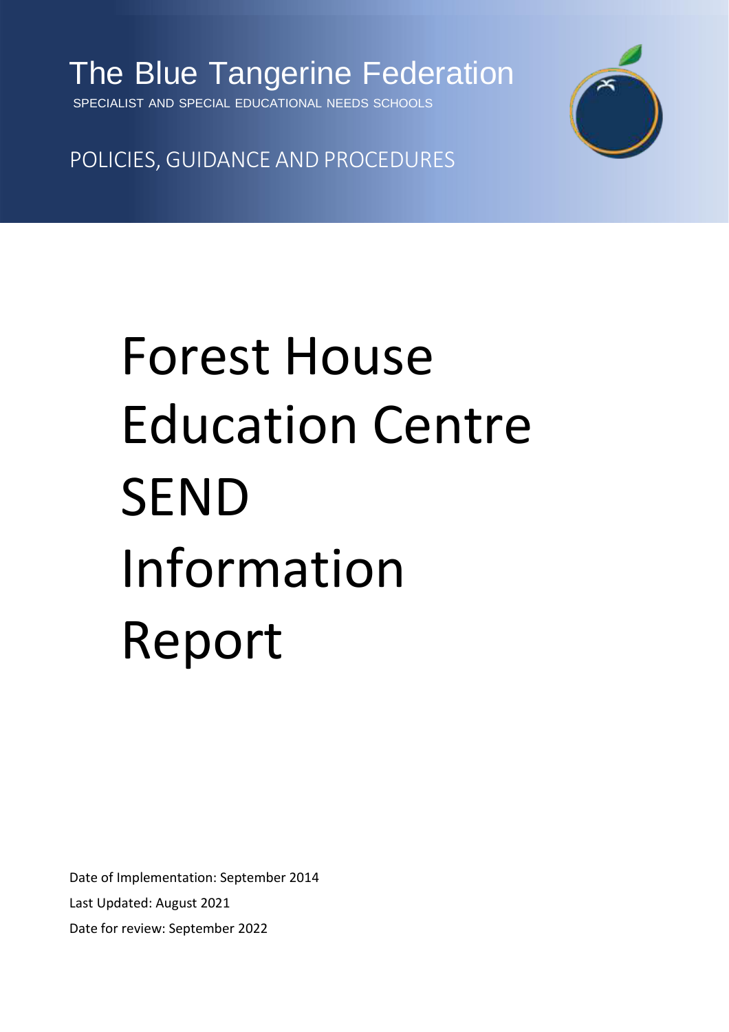The Blue Tangerine Federation

SPECIALIST AND SPECIAL EDUCATIONAL NEEDS SCHOOLS

POLICIES, GUIDANCE AND PROCEDURES

# Forest House Education Centre SEND Information Report

Date of Implementation: September 2014

Last Updated: August 2021

Date for review: September 2022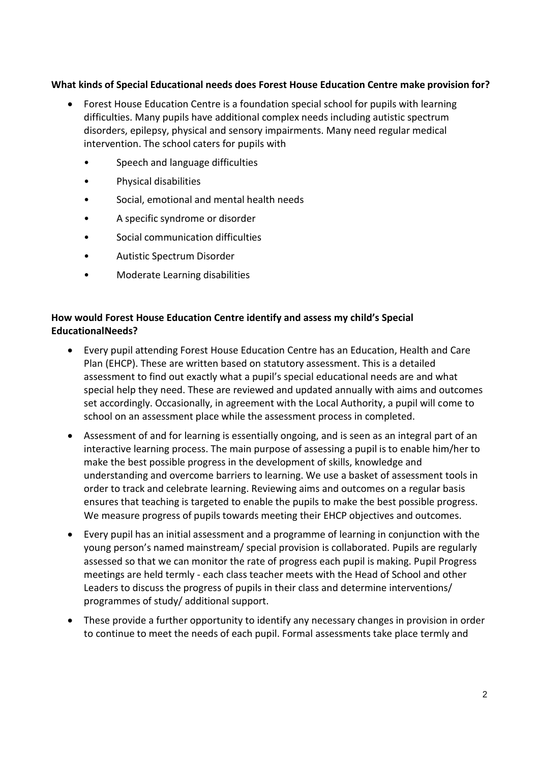**What kinds of Special Educational needs does Forest House Education Centre make provision for?**

- Forest House Education Centre is a foundation special school for pupils with learning difficulties. Many pupils have additional complex needs including autistic spectrum disorders, epilepsy, physical and sensory impairments. Many need regular medical intervention. The school caters for pupils with
  - Speech and language difficulties
  - Physical disabilities
  - Social, emotional and mental health needs
  - A specific syndrome or disorder
  - Social communication difficulties
  - Autistic Spectrum Disorder
  - Moderate Learning disabilities

**How would Forest House Education Centre identify and assess my child's Special EducationalNeeds?**

- Every pupil attending Forest House Education Centre has an Education, Health and Care Plan (EHCP). These are written based on statutory assessment. This is a detailed assessment to find out exactly what a pupil's special educational needs are and what special help they need. These are reviewed and updated annually with aims and outcomes set accordingly. Occasionally, in agreement with the Local Authority, a pupil will come to school on an assessment place while the assessment process in completed.
- Assessment of and for learning is essentially ongoing, and is seen as an integral part of an interactive learning process. The main purpose of assessing a pupil is to enable him/her to make the best possible progress in the development of skills, knowledge and understanding and overcome barriers to learning. We use a basket of assessment tools in order to track and celebrate learning. Reviewing aims and outcomes on a regular basis ensures that teaching is targeted to enable the pupils to make the best possible progress. We measure progress of pupils towards meeting their EHCP objectives and outcomes.
- Every pupil has an initial assessment and a programme of learning in conjunction with the young person's named mainstream/ special provision is collaborated. Pupils are regularly assessed so that we can monitor the rate of progress each pupil is making. Pupil Progress meetings are held termly - each class teacher meets with the Head of School and other Leaders to discuss the progress of pupils in their class and determine interventions/ programmes of study/ additional support.
- These provide a further opportunity to identify any necessary changes in provision in order to continue to meet the needs of each pupil. Formal assessments take place termly and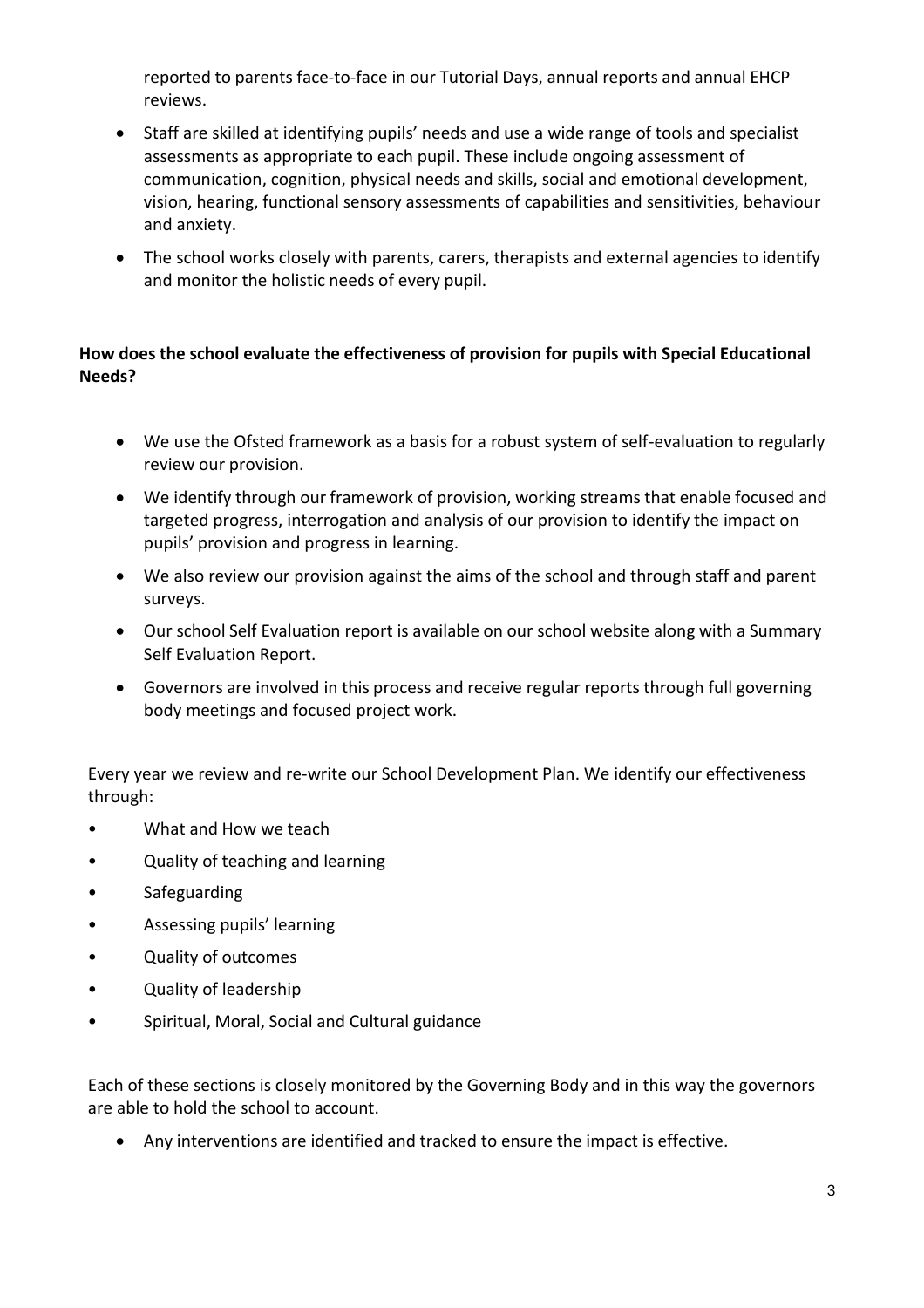reported to parents face-to-face in our Tutorial Days, annual reports and annual EHCP reviews.

- Staff are skilled at identifying pupils' needs and use a wide range of tools and specialist assessments as appropriate to each pupil. These include ongoing assessment of communication, cognition, physical needs and skills, social and emotional development, vision, hearing, functional sensory assessments of capabilities and sensitivities, behaviour and anxiety.
- The school works closely with parents, carers, therapists and external agencies to identify and monitor the holistic needs of every pupil.

**How does the school evaluate the effectiveness of provision for pupils with Special Educational Needs?**

- We use the Ofsted framework as a basis for a robust system of self-evaluation to regularly review our provision.
- We identify through our framework of provision, working streams that enable focused and targeted progress, interrogation and analysis of our provision to identify the impact on pupils' provision and progress in learning.
- We also review our provision against the aims of the school and through staff and parent surveys.
- Our school Self Evaluation report is available on our school website along with a Summary Self Evaluation Report.
- Governors are involved in this process and receive regular reports through full governing body meetings and focused project work.

Every year we review and re-write our School Development Plan. We identify our effectiveness through:

- What and How we teach
- Quality of teaching and learning
- Safeguarding
- Assessing pupils' learning
- Quality of outcomes
- Quality of leadership
- Spiritual, Moral, Social and Cultural guidance

Each of these sections is closely monitored by the Governing Body and in this way the governors are able to hold the school to account.

- Any interventions are identified and tracked to ensure the impact is effective.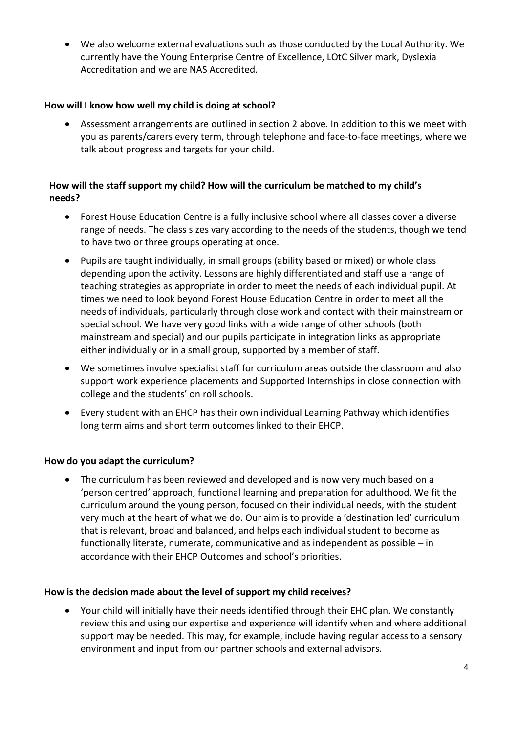- We also welcome external evaluations such as those conducted by the Local Authority. We currently have the Young Enterprise Centre of Excellence, LOtC Silver mark, Dyslexia Accreditation and we are NAS Accredited.

**How will I know how well my child is doing at school?**

- Assessment arrangements are outlined in section 2 above. In addition to this we meet with you as parents/carers every term, through telephone and face-to-face meetings, where we talk about progress and targets for your child.

**How will the staff support my child? How will the curriculum be matched to my child's needs?**

- Forest House Education Centre is a fully inclusive school where all classes cover a diverse range of needs. The class sizes vary according to the needs of the students, though we tend to have two or three groups operating at once.
- Pupils are taught individually, in small groups (ability based or mixed) or whole class depending upon the activity. Lessons are highly differentiated and staff use a range of teaching strategies as appropriate in order to meet the needs of each individual pupil. At times we need to look beyond Forest House Education Centre in order to meet all the needs of individuals, particularly through close work and contact with their mainstream or special school. We have very good links with a wide range of other schools (both mainstream and special) and our pupils participate in integration links as appropriate either individually or in a small group, supported by a member of staff.
- We sometimes involve specialist staff for curriculum areas outside the classroom and also support work experience placements and Supported Internships in close connection with college and the students' on roll schools.
- Every student with an EHCP has their own individual Learning Pathway which identifies long term aims and short term outcomes linked to their EHCP.

**How do you adapt the curriculum?**

- The curriculum has been reviewed and developed and is now very much based on a 'person centred' approach, functional learning and preparation for adulthood. We fit the curriculum around the young person, focused on their individual needs, with the student very much at the heart of what we do. Our aim is to provide a 'destination led' curriculum that is relevant, broad and balanced, and helps each individual student to become as functionally literate, numerate, communicative and as independent as possible – in accordance with their EHCP Outcomes and school's priorities.

**How is the decision made about the level of support my child receives?**

- Your child will initially have their needs identified through their EHC plan. We constantly review this and using our expertise and experience will identify when and where additional support may be needed. This may, for example, include having regular access to a sensory environment and input from our partner schools and external advisors.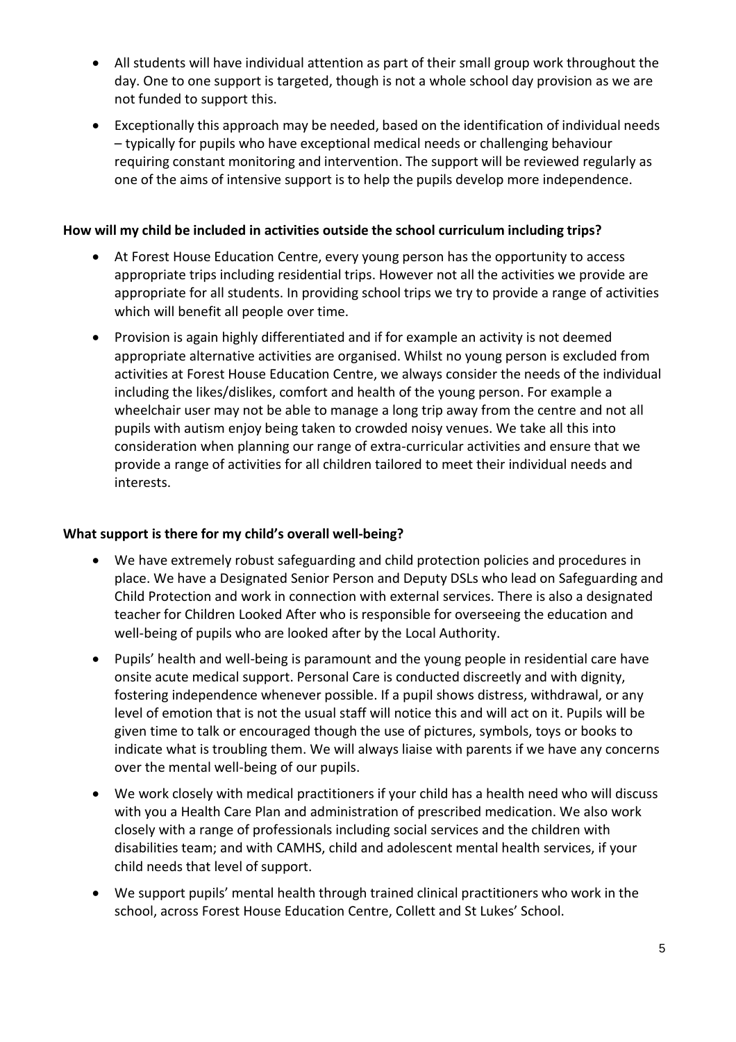- All students will have individual attention as part of their small group work throughout the day. One to one support is targeted, though is not a whole school day provision as we are not funded to support this.
- Exceptionally this approach may be needed, based on the identification of individual needs – typically for pupils who have exceptional medical needs or challenging behaviour requiring constant monitoring and intervention. The support will be reviewed regularly as one of the aims of intensive support is to help the pupils develop more independence.

**How will my child be included in activities outside the school curriculum including trips?**

- At Forest House Education Centre, every young person has the opportunity to access appropriate trips including residential trips. However not all the activities we provide are appropriate for all students. In providing school trips we try to provide a range of activities which will benefit all people over time.
- Provision is again highly differentiated and if for example an activity is not deemed appropriate alternative activities are organised. Whilst no young person is excluded from activities at Forest House Education Centre, we always consider the needs of the individual including the likes/dislikes, comfort and health of the young person. For example a wheelchair user may not be able to manage a long trip away from the centre and not all pupils with autism enjoy being taken to crowded noisy venues. We take all this into consideration when planning our range of extra-curricular activities and ensure that we provide a range of activities for all children tailored to meet their individual needs and interests.

**What support is there for my child's overall well-being?**

- We have extremely robust safeguarding and child protection policies and procedures in place. We have a Designated Senior Person and Deputy DSLs who lead on Safeguarding and Child Protection and work in connection with external services. There is also a designated teacher for Children Looked After who is responsible for overseeing the education and well-being of pupils who are looked after by the Local Authority.
- Pupils' health and well-being is paramount and the young people in residential care have onsite acute medical support. Personal Care is conducted discreetly and with dignity, fostering independence whenever possible. If a pupil shows distress, withdrawal, or any level of emotion that is not the usual staff will notice this and will act on it. Pupils will be given time to talk or encouraged though the use of pictures, symbols, toys or books to indicate what is troubling them. We will always liaise with parents if we have any concerns over the mental well-being of our pupils.
- We work closely with medical practitioners if your child has a health need who will discuss with you a Health Care Plan and administration of prescribed medication. We also work closely with a range of professionals including social services and the children with disabilities team; and with CAMHS, child and adolescent mental health services, if your child needs that level of support.
- We support pupils' mental health through trained clinical practitioners who work in the school, across Forest House Education Centre, Collett and St Lukes' School.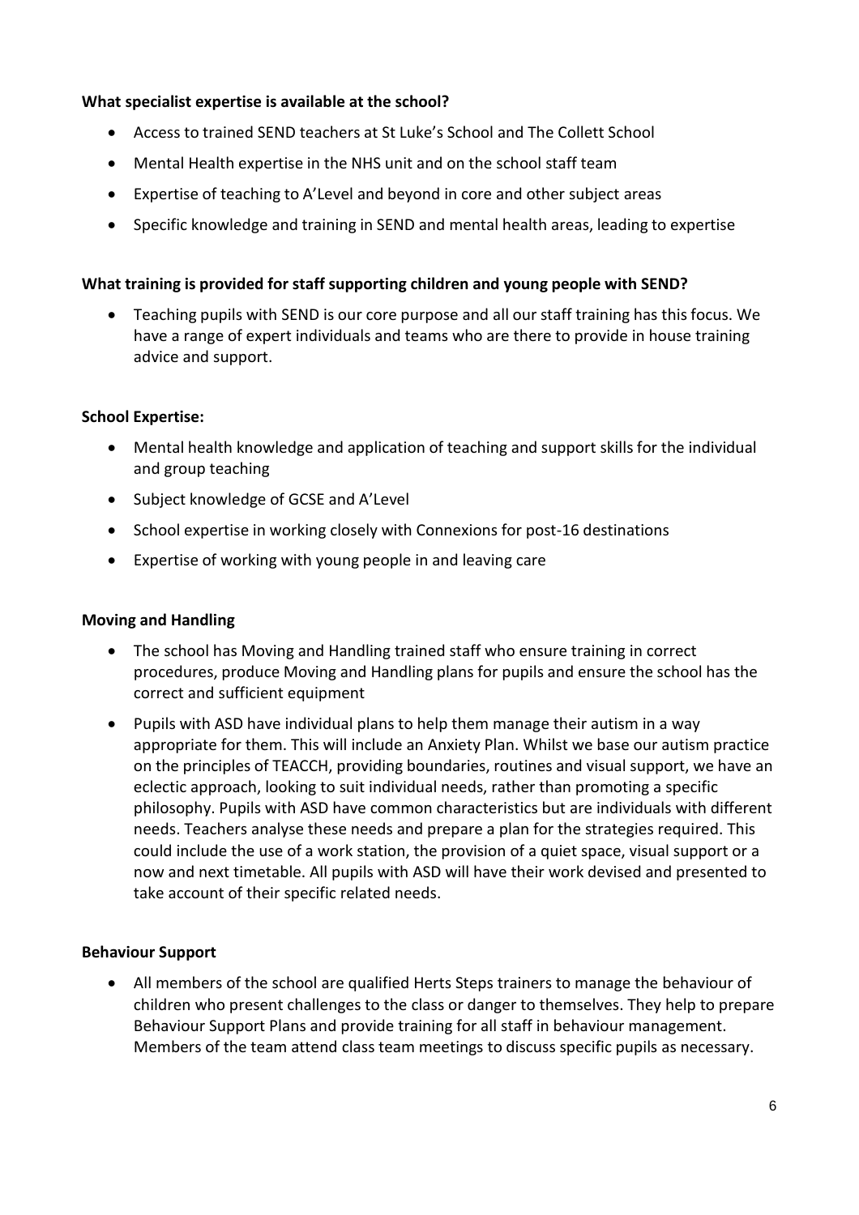**What specialist expertise is available at the school?**

- Access to trained SEND teachers at St Luke's School and The Collett School
- Mental Health expertise in the NHS unit and on the school staff team
- Expertise of teaching to A'Level and beyond in core and other subject areas
- Specific knowledge and training in SEND and mental health areas, leading to expertise

**What training is provided for staff supporting children and young people with SEND?**

- Teaching pupils with SEND is our core purpose and all our staff training has this focus. We have a range of expert individuals and teams who are there to provide in house training advice and support.

**School Expertise:**

- Mental health knowledge and application of teaching and support skills for the individual and group teaching
- Subject knowledge of GCSE and A'Level
- School expertise in working closely with Connexions for post-16 destinations
- Expertise of working with young people in and leaving care

**Moving and Handling**

- The school has Moving and Handling trained staff who ensure training in correct procedures, produce Moving and Handling plans for pupils and ensure the school has the correct and sufficient equipment
- Pupils with ASD have individual plans to help them manage their autism in a way appropriate for them. This will include an Anxiety Plan. Whilst we base our autism practice on the principles of TEACCH, providing boundaries, routines and visual support, we have an eclectic approach, looking to suit individual needs, rather than promoting a specific philosophy. Pupils with ASD have common characteristics but are individuals with different needs. Teachers analyse these needs and prepare a plan for the strategies required. This could include the use of a work station, the provision of a quiet space, visual support or a now and next timetable. All pupils with ASD will have their work devised and presented to take account of their specific related needs.

**Behaviour Support**

- All members of the school are qualified Herts Steps trainers to manage the behaviour of children who present challenges to the class or danger to themselves. They help to prepare Behaviour Support Plans and provide training for all staff in behaviour management. Members of the team attend class team meetings to discuss specific pupils as necessary.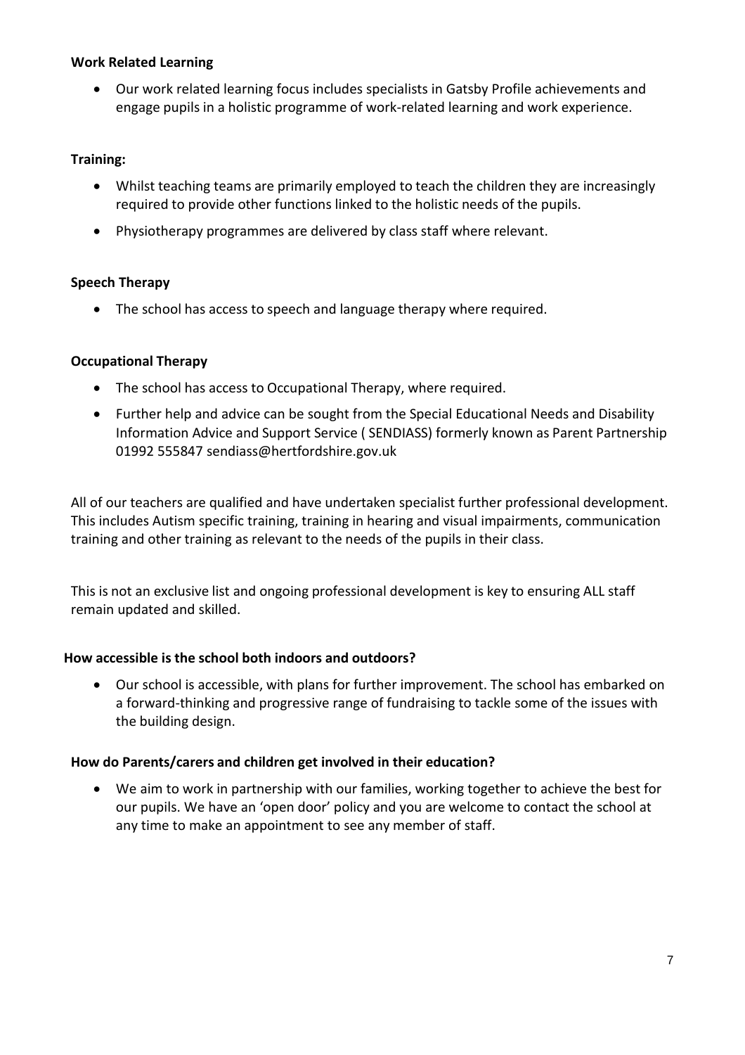**Work Related Learning**

- Our work related learning focus includes specialists in Gatsby Profile achievements and engage pupils in a holistic programme of work-related learning and work experience.

**Training:**

- Whilst teaching teams are primarily employed to teach the children they are increasingly required to provide other functions linked to the holistic needs of the pupils.
- Physiotherapy programmes are delivered by class staff where relevant.

**Speech Therapy**

- The school has access to speech and language therapy where required.

**Occupational Therapy**

- The school has access to Occupational Therapy, where required.
- Further help and advice can be sought from the Special Educational Needs and Disability Information Advice and Support Service ( SENDIASS) formerly known as Parent Partnership 01992 555847 sendiass@hertfordshire.gov.uk

All of our teachers are qualified and have undertaken specialist further professional development. This includes Autism specific training, training in hearing and visual impairments, communication training and other training as relevant to the needs of the pupils in their class.

This is not an exclusive list and ongoing professional development is key to ensuring ALL staff remain updated and skilled.

**How accessible is the school both indoors and outdoors?**

- Our school is accessible, with plans for further improvement. The school has embarked on a forward-thinking and progressive range of fundraising to tackle some of the issues with the building design.

**How do Parents/carers and children get involved in their education?**

- We aim to work in partnership with our families, working together to achieve the best for our pupils. We have an 'open door' policy and you are welcome to contact the school at any time to make an appointment to see any member of staff.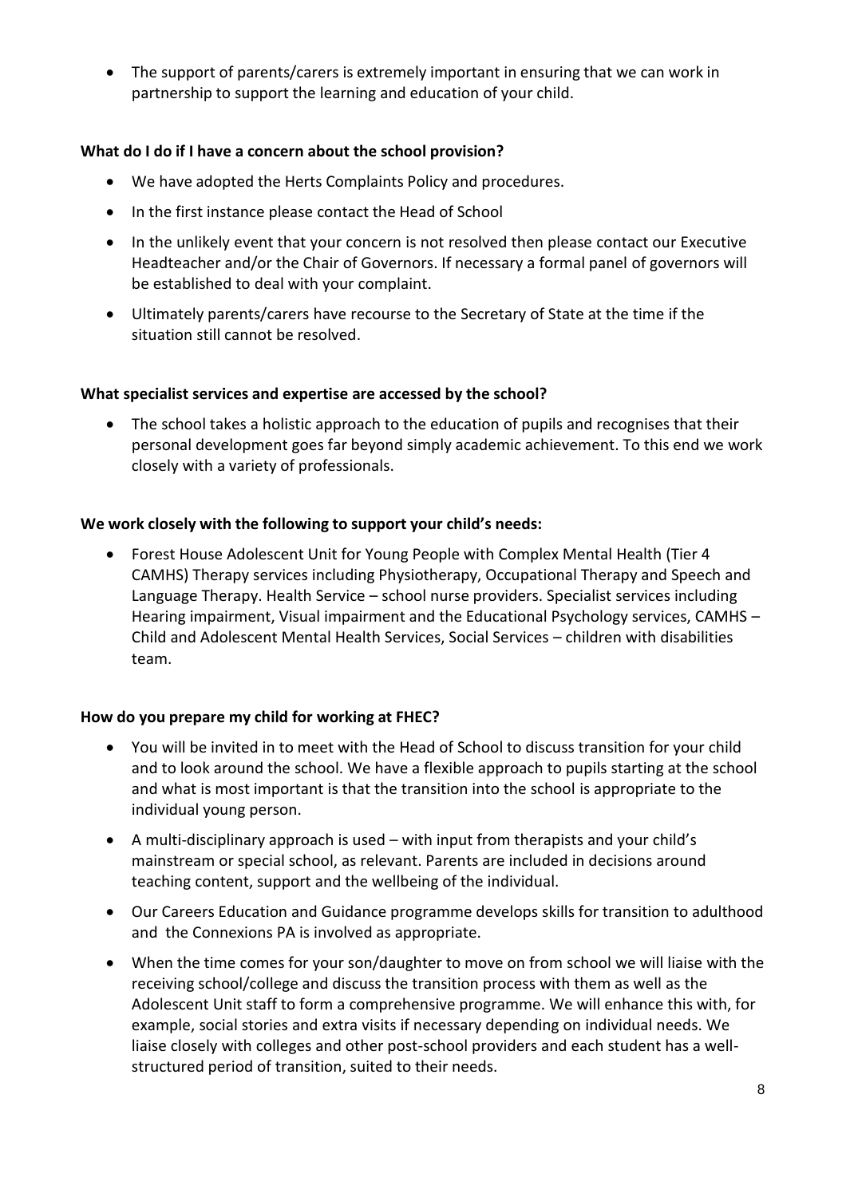- The support of parents/carers is extremely important in ensuring that we can work in partnership to support the learning and education of your child.

**What do I do if I have a concern about the school provision?**

- We have adopted the Herts Complaints Policy and procedures.
- In the first instance please contact the Head of School
- In the unlikely event that your concern is not resolved then please contact our Executive Headteacher and/or the Chair of Governors. If necessary a formal panel of governors will be established to deal with your complaint.
- Ultimately parents/carers have recourse to the Secretary of State at the time if the situation still cannot be resolved.

**What specialist services and expertise are accessed by the school?**

- The school takes a holistic approach to the education of pupils and recognises that their personal development goes far beyond simply academic achievement. To this end we work closely with a variety of professionals.

**We work closely with the following to support your child's needs:**

- Forest House Adolescent Unit for Young People with Complex Mental Health (Tier 4 CAMHS) Therapy services including Physiotherapy, Occupational Therapy and Speech and Language Therapy. Health Service – school nurse providers. Specialist services including Hearing impairment, Visual impairment and the Educational Psychology services, CAMHS – Child and Adolescent Mental Health Services, Social Services – children with disabilities team.

**How do you prepare my child for working at FHEC?**

- You will be invited in to meet with the Head of School to discuss transition for your child and to look around the school. We have a flexible approach to pupils starting at the school and what is most important is that the transition into the school is appropriate to the individual young person.
- A multi-disciplinary approach is used – with input from therapists and your child's mainstream or special school, as relevant. Parents are included in decisions around teaching content, support and the wellbeing of the individual.
- Our Careers Education and Guidance programme develops skills for transition to adulthood and the Connexions PA is involved as appropriate.
- When the time comes for your son/daughter to move on from school we will liaise with the receiving school/college and discuss the transition process with them as well as the Adolescent Unit staff to form a comprehensive programme. We will enhance this with, for example, social stories and extra visits if necessary depending on individual needs. We liaise closely with colleges and other post-school providers and each student has a well-structured period of transition, suited to their needs.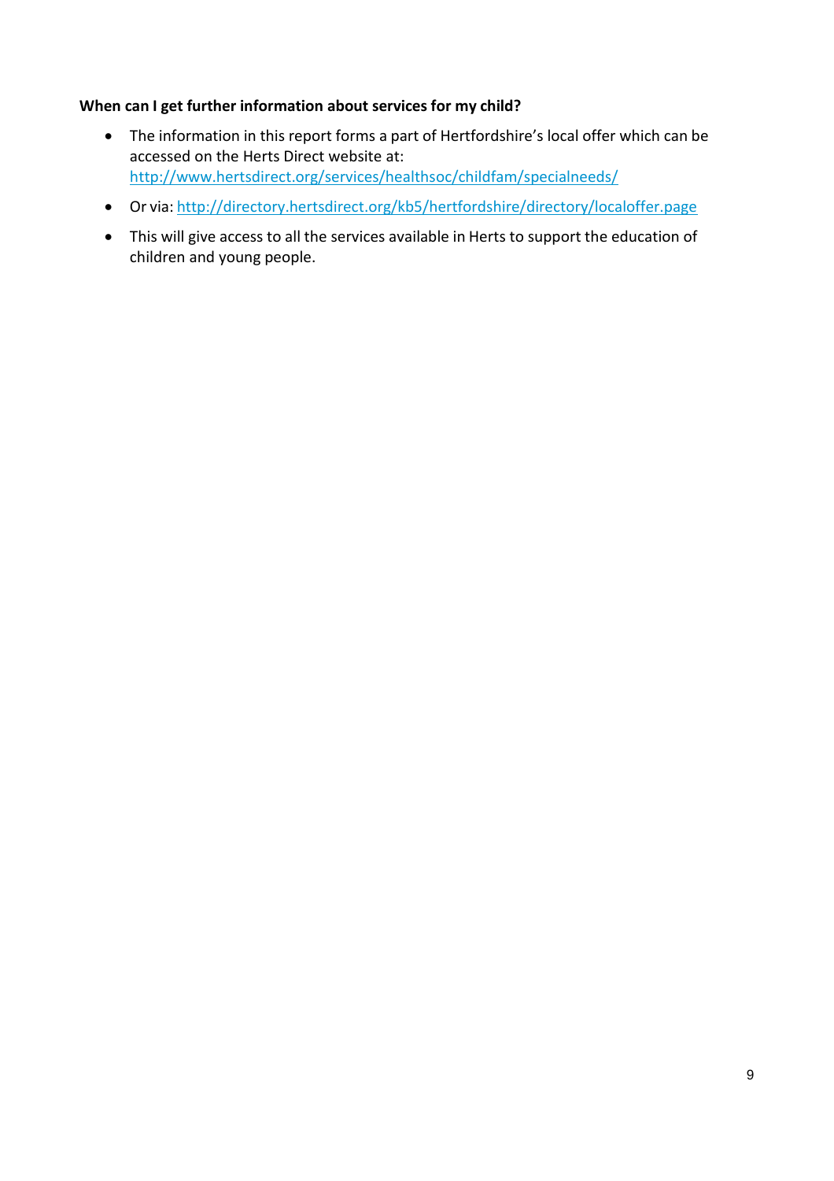**When can I get further information about services for my child?**

- The information in this report forms a part of Hertfordshire's local offer which can be accessed on the Herts Direct website at: http://www.hertsdirect.org/services/healthsoc/childfam/specialneeds/
- Or via: http://directory.hertsdirect.org/kb5/hertfordshire/directory/localoffer.page
- This will give access to all the services available in Herts to support the education of children and young people.